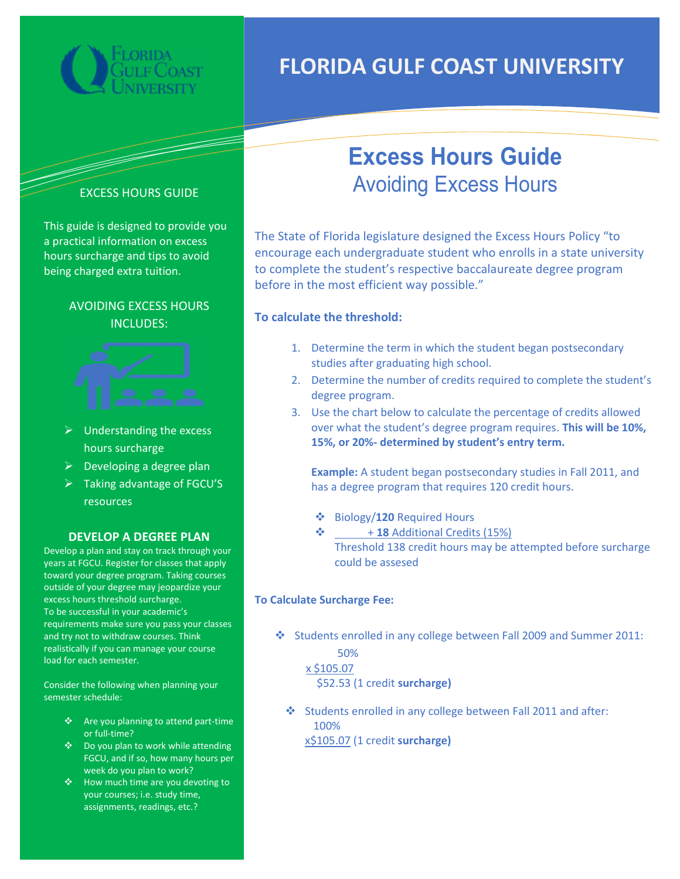# FLORIDA GULF COAST UNIVERSITY

## Excess Hours Guide

### Avoiding Excess Hours

EXCESS HOURS GUIDE

This guide is designed to provide you a practical information on excess hours surcharge and tips to avoid being charged extra tuition.

AVOIDING EXCESS HOURS INCLUDES:

- Understanding the excess hours surcharge
- Developing a degree plan
- Taking advantage of FGCU'S resources

**DEVELOP A DEGREE PLAN**

Develop a plan and stay on track through your years at FGCU. Register for classes that apply toward your degree program. Taking courses outside of your degree may jeopardize your excess hours threshold surcharge.

To be successful in your academic's requirements make sure you pass your classes and try not to withdraw courses. Think realistically if you can manage your course load for each semester.

Consider the following when planning your semester schedule:

- Are you planning to attend part-time or full-time?
- Do you plan to work while attending FGCU, and if so, how many hours per week do you plan to work?
- How much time are you devoting to your courses; i.e. study time, assignments, readings, etc.?

The State of Florida legislature designed the Excess Hours Policy "to encourage each undergraduate student who enrolls in a state university to complete the student's respective baccalaureate degree program before in the most efficient way possible."

**To calculate the threshold:**

1. Determine the term in which the student began postsecondary studies after graduating high school.
2. Determine the number of credits required to complete the student's degree program.
3. Use the chart below to calculate the percentage of credits allowed over what the student's degree program requires. **This will be 10%, 15%, or 20%- determined by student's entry term.**

   **Example:** A student began postsecondary studies in Fall 2011, and has a degree program that requires 120 credit hours.

   - Biology/**120** Required Hours
   - + **18** Additional Credits (15%)
     Threshold 138 credit hours may be attempted before surcharge could be assesed

**To Calculate Surcharge Fee:**

- Students enrolled in any college between Fall 2009 and Summer 2011:
  50%
  x $105.07
  $52.53 (1 credit **surcharge)**

- Students enrolled in any college between Fall 2011 and after:
  100%
  x$105.07 (1 credit **surcharge)**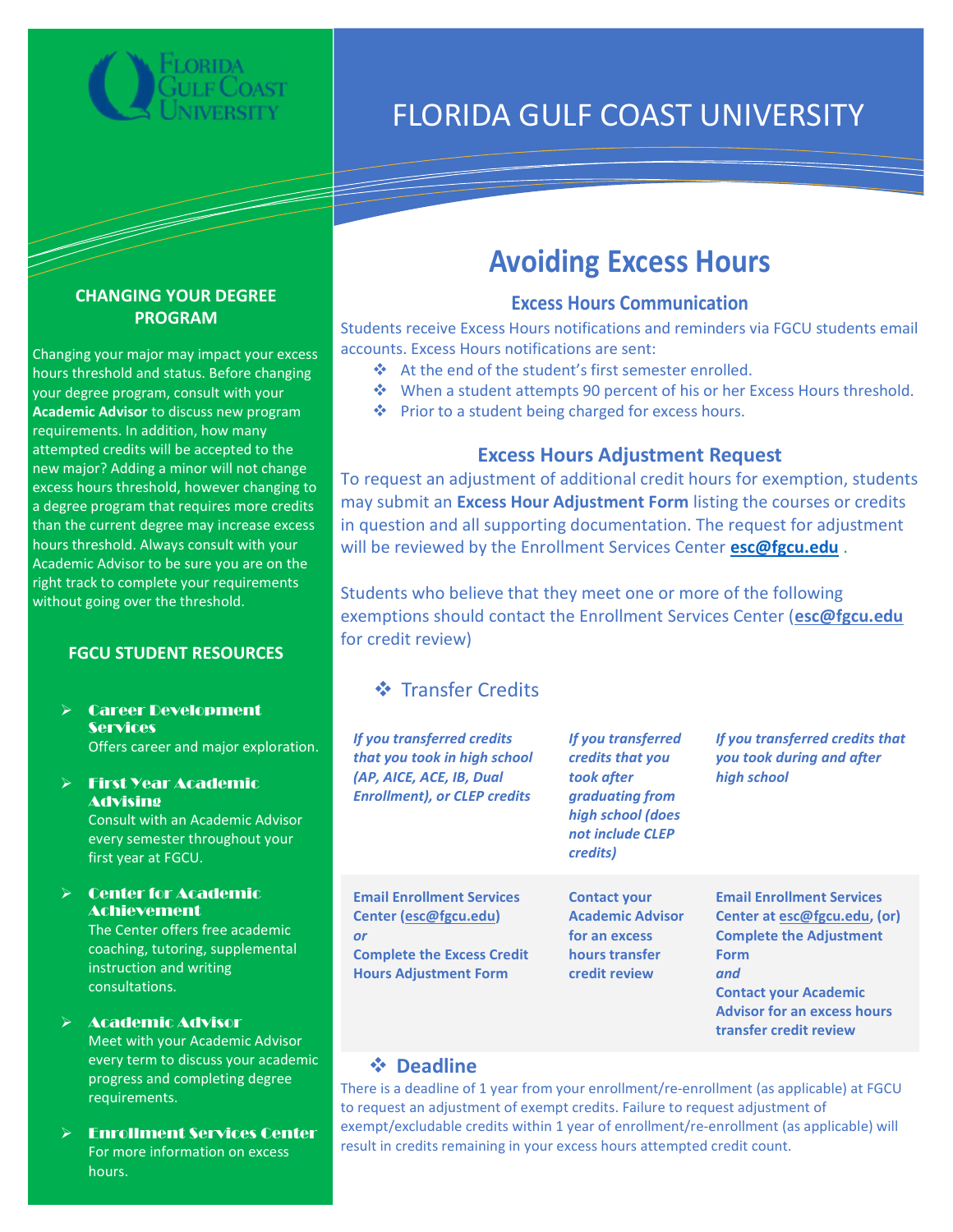# FLORIDA GULF COAST UNIVERSITY

## CHANGING YOUR DEGREE PROGRAM

Changing your major may impact your excess hours threshold and status. Before changing your degree program, consult with your **Academic Advisor** to discuss new program requirements. In addition, how many attempted credits will be accepted to the new major? Adding a minor will not change excess hours threshold, however changing to a degree program that requires more credits than the current degree may increase excess hours threshold. Always consult with your Academic Advisor to be sure you are on the right track to complete your requirements without going over the threshold.

## FGCU STUDENT RESOURCES

- **Career Development Services**
  Offers career and major exploration.
- **First Year Academic Advising**
  Consult with an Academic Advisor every semester throughout your first year at FGCU.
- **Center for Academic Achievement**
  The Center offers free academic coaching, tutoring, supplemental instruction and writing consultations.
- **Academic Advisor**
  Meet with your Academic Advisor every term to discuss your academic progress and completing degree requirements.
- **Enrollment Services Center**
  For more information on excess hours.

# Avoiding Excess Hours

## Excess Hours Communication

Students receive Excess Hours notifications and reminders via FGCU students email accounts. Excess Hours notifications are sent:

- At the end of the student's first semester enrolled.
- When a student attempts 90 percent of his or her Excess Hours threshold.
- Prior to a student being charged for excess hours.

## Excess Hours Adjustment Request

To request an adjustment of additional credit hours for exemption, students may submit an **Excess Hour Adjustment Form** listing the courses or credits in question and all supporting documentation. The request for adjustment will be reviewed by the Enrollment Services Center **esc@fgcu.edu** .

Students who believe that they meet one or more of the following exemptions should contact the Enrollment Services Center (**esc@fgcu.edu** for credit review)

### Transfer Credits

| *If you transferred credits that you took in high school (AP, AICE, ACE, IB, Dual Enrollment), or CLEP credits* | *If you transferred credits that you took after graduating from high school (does not include CLEP credits)* | *If you transferred credits that you took during and after high school* |
|---|---|---|
| **Email Enrollment Services Center (esc@fgcu.edu)** *or* **Complete the Excess Credit Hours Adjustment Form** | **Contact your Academic Advisor for an excess hours transfer credit review** | **Email Enrollment Services Center at esc@fgcu.edu, (or) Complete the Adjustment Form** *and* **Contact your Academic Advisor for an excess hours transfer credit review** |

### Deadline

There is a deadline of 1 year from your enrollment/re-enrollment (as applicable) at FGCU to request an adjustment of exempt credits. Failure to request adjustment of exempt/excludable credits within 1 year of enrollment/re-enrollment (as applicable) will result in credits remaining in your excess hours attempted credit count.